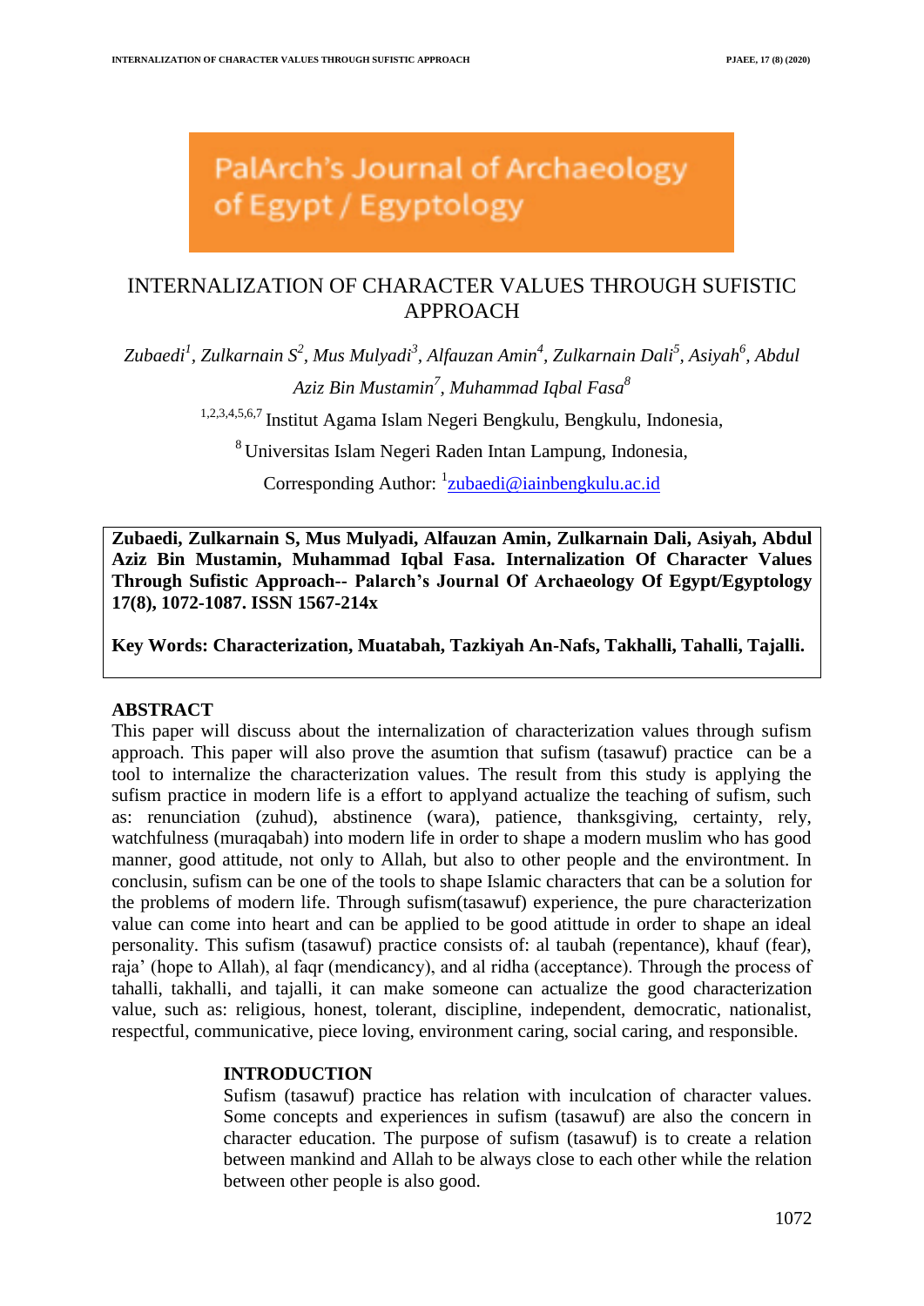PalArch's Journal of Archaeology of Egypt / Egyptology

# INTERNALIZATION OF CHARACTER VALUES THROUGH SUFISTIC APPROACH

*Zubaedi*[1], *Zulkarnain S*[2], *Mus Mulyadi*[3], *Alfauzan Amin*[4], *Zulkarnain Dali*[5], *Asiyah*[6], *Abdul Aziz Bin Mustamin*[7], *Muhammad Iqbal Fasa*[8]

[1,2,3,4,5,6,7] Institut Agama Islam Negeri Bengkulu, Bengkulu, Indonesia,

[8] Universitas Islam Negeri Raden Intan Lampung, Indonesia,

Corresponding Author: [1]zubaedi@iainbengkulu.ac.id

**Zubaedi, Zulkarnain S, Mus Mulyadi, Alfauzan Amin, Zulkarnain Dali, Asiyah, Abdul Aziz Bin Mustamin, Muhammad Iqbal Fasa. Internalization Of Character Values Through Sufistic Approach-- Palarch's Journal Of Archaeology Of Egypt/Egyptology 17(8), 1072-1087. ISSN 1567-214x**

**Key Words: Characterization, Muatabah, Tazkiyah An-Nafs, Takhalli, Tahalli, Tajalli.**

## ABSTRACT

This paper will discuss about the internalization of characterization values through sufism approach. This paper will also prove the asumtion that sufism (tasawuf) practice can be a tool to internalize the characterization values. The result from this study is applying the sufism practice in modern life is a effort to applyand actualize the teaching of sufism, such as: renunciation (zuhud), abstinence (wara), patience, thanksgiving, certainty, rely, watchfulness (muraqabah) into modern life in order to shape a modern muslim who has good manner, good attitude, not only to Allah, but also to other people and the environtment. In conclusin, sufism can be one of the tools to shape Islamic characters that can be a solution for the problems of modern life. Through sufism(tasawuf) experience, the pure characterization value can come into heart and can be applied to be good atittude in order to shape an ideal personality. This sufism (tasawuf) practice consists of: al taubah (repentance), khauf (fear), raja' (hope to Allah), al faqr (mendicancy), and al ridha (acceptance). Through the process of tahalli, takhalli, and tajalli, it can make someone can actualize the good characterization value, such as: religious, honest, tolerant, discipline, independent, democratic, nationalist, respectful, communicative, piece loving, environment caring, social caring, and responsible.

## INTRODUCTION

Sufism (tasawuf) practice has relation with inculcation of character values. Some concepts and experiences in sufism (tasawuf) are also the concern in character education. The purpose of sufism (tasawuf) is to create a relation between mankind and Allah to be always close to each other while the relation between other people is also good.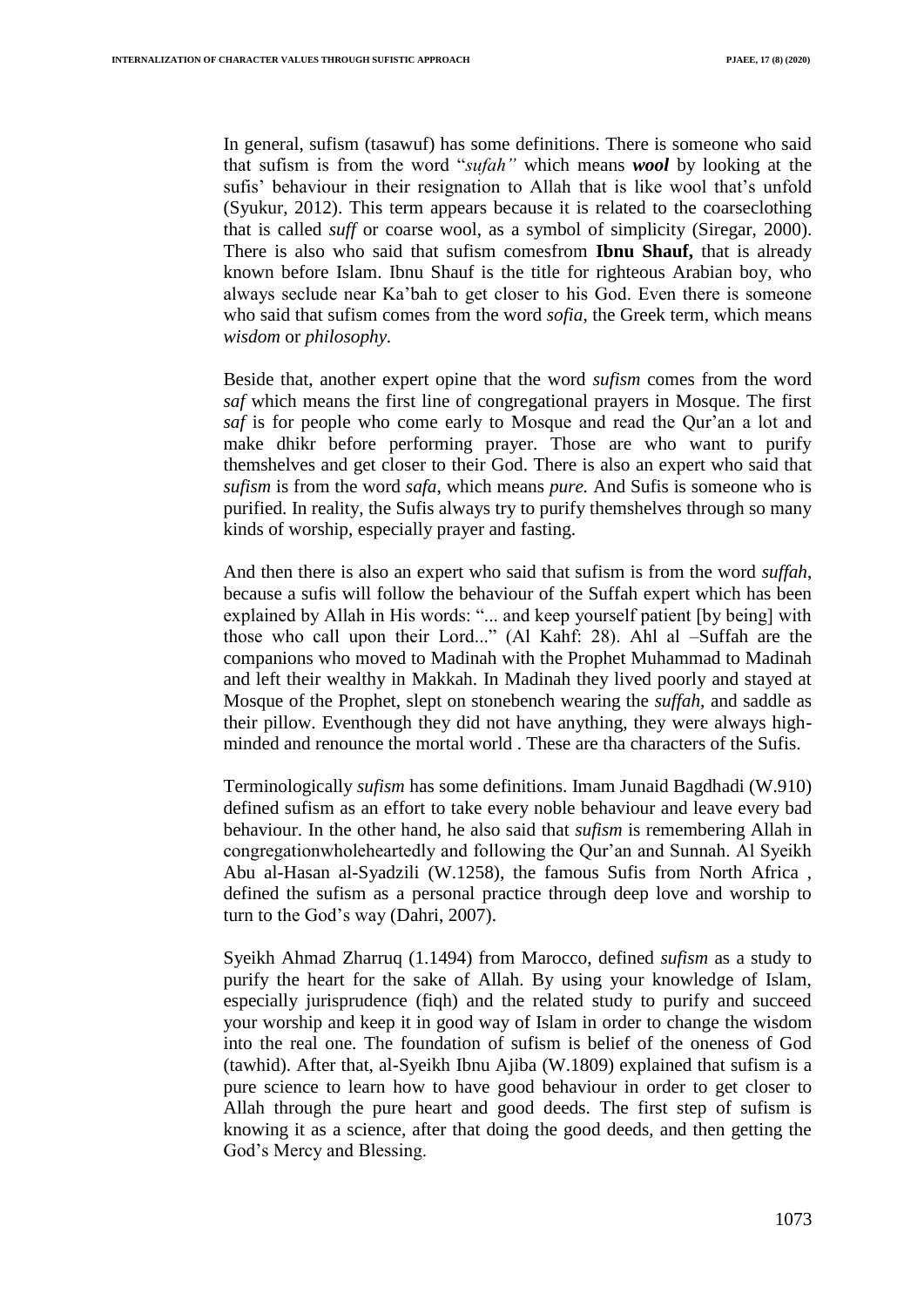In general, sufism (tasawuf) has some definitions. There is someone who said that sufism is from the word "*sufah"* which means ***wool*** by looking at the sufis' behaviour in their resignation to Allah that is like wool that's unfold (Syukur, 2012). This term appears because it is related to the coarseclothing that is called *suff* or coarse wool, as a symbol of simplicity (Siregar, 2000). There is also who said that sufism comesfrom **Ibnu Shauf,** that is already known before Islam. Ibnu Shauf is the title for righteous Arabian boy, who always seclude near Ka'bah to get closer to his God. Even there is someone who said that sufism comes from the word *sofia*, the Greek term, which means *wisdom* or *philosophy.*

Beside that, another expert opine that the word *sufism* comes from the word *saf* which means the first line of congregational prayers in Mosque. The first *saf* is for people who come early to Mosque and read the Qur'an a lot and make dhikr before performing prayer. Those are who want to purify themshelves and get closer to their God. There is also an expert who said that *sufism* is from the word *safa*, which means *pure.* And Sufis is someone who is purified. In reality, the Sufis always try to purify themshelves through so many kinds of worship, especially prayer and fasting.

And then there is also an expert who said that sufism is from the word *suffah*, because a sufis will follow the behaviour of the Suffah expert which has been explained by Allah in His words: "... and keep yourself patient [by being] with those who call upon their Lord..." (Al Kahf: 28). Ahl al –Suffah are the companions who moved to Madinah with the Prophet Muhammad to Madinah and left their wealthy in Makkah. In Madinah they lived poorly and stayed at Mosque of the Prophet, slept on stonebench wearing the *suffah,* and saddle as their pillow. Eventhough they did not have anything, they were always high-minded and renounce the mortal world . These are tha characters of the Sufis.

Terminologically *sufism* has some definitions. Imam Junaid Bagdhadi (W.910) defined sufism as an effort to take every noble behaviour and leave every bad behaviour. In the other hand, he also said that *sufism* is remembering Allah in congregationwholeheartedly and following the Qur'an and Sunnah. Al Syeikh Abu al-Hasan al-Syadzili (W.1258), the famous Sufis from North Africa , defined the sufism as a personal practice through deep love and worship to turn to the God's way (Dahri, 2007).

Syeikh Ahmad Zharruq (1.1494) from Marocco, defined *sufism* as a study to purify the heart for the sake of Allah. By using your knowledge of Islam, especially jurisprudence (fiqh) and the related study to purify and succeed your worship and keep it in good way of Islam in order to change the wisdom into the real one. The foundation of sufism is belief of the oneness of God (tawhid). After that, al-Syeikh Ibnu Ajiba (W.1809) explained that sufism is a pure science to learn how to have good behaviour in order to get closer to Allah through the pure heart and good deeds. The first step of sufism is knowing it as a science, after that doing the good deeds, and then getting the God's Mercy and Blessing.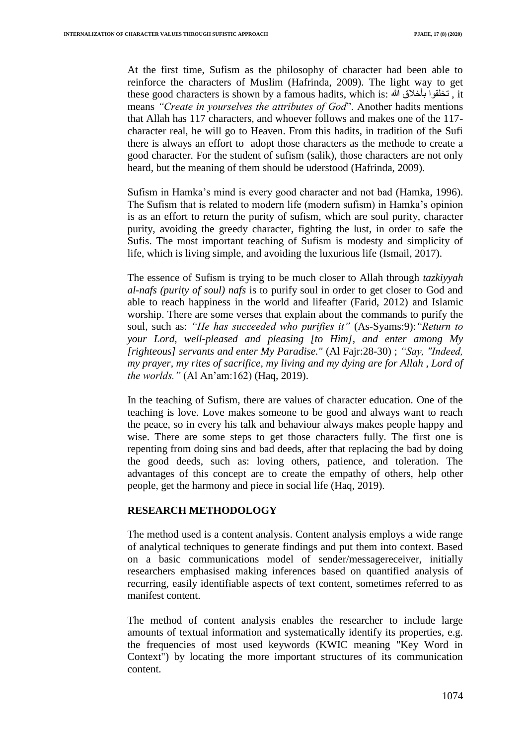At the first time, Sufism as the philosophy of character had been able to reinforce the characters of Muslim (Hafrinda, 2009). The light way to get these good characters is shown by a famous hadits, which is: تخلقوا بأخلاق الله , it means *"Create in yourselves the attributes of God*". Another hadits mentions that Allah has 117 characters, and whoever follows and makes one of the 117-character real, he will go to Heaven. From this hadits, in tradition of the Sufi there is always an effort to adopt those characters as the methode to create a good character. For the student of sufism (salik), those characters are not only heard, but the meaning of them should be uderstood (Hafrinda, 2009).

Sufism in Hamka's mind is every good character and not bad (Hamka, 1996). The Sufism that is related to modern life (modern sufism) in Hamka's opinion is as an effort to return the purity of sufism, which are soul purity, character purity, avoiding the greedy character, fighting the lust, in order to safe the Sufis. The most important teaching of Sufism is modesty and simplicity of life, which is living simple, and avoiding the luxurious life (Ismail, 2017).

The essence of Sufism is trying to be much closer to Allah through *tazkiyyah al-nafs (purity of soul) nafs* is to purify soul in order to get closer to God and able to reach happiness in the world and lifeafter (Farid, 2012) and Islamic worship. There are some verses that explain about the commands to purify the soul, such as: *"He has succeeded who purifies it"* (As-Syams:9):*"Return to your Lord, well-pleased and pleasing [to Him], and enter among My [righteous] servants and enter My Paradise."* (Al Fajr:28-30) ; *"Say, "Indeed, my prayer, my rites of sacrifice, my living and my dying are for Allah , Lord of the worlds."* (Al An'am:162) (Haq, 2019).

In the teaching of Sufism, there are values of character education. One of the teaching is love. Love makes someone to be good and always want to reach the peace, so in every his talk and behaviour always makes people happy and wise. There are some steps to get those characters fully. The first one is repenting from doing sins and bad deeds, after that replacing the bad by doing the good deeds, such as: loving others, patience, and toleration. The advantages of this concept are to create the empathy of others, help other people, get the harmony and piece in social life (Haq, 2019).

## RESEARCH METHODOLOGY

The method used is a content analysis. Content analysis employs a wide range of analytical techniques to generate findings and put them into context. Based on a basic communications model of sender/messagereceiver, initially researchers emphasised making inferences based on quantified analysis of recurring, easily identifiable aspects of text content, sometimes referred to as manifest content.

The method of content analysis enables the researcher to include large amounts of textual information and systematically identify its properties, e.g. the frequencies of most used keywords (KWIC meaning "Key Word in Context") by locating the more important structures of its communication content.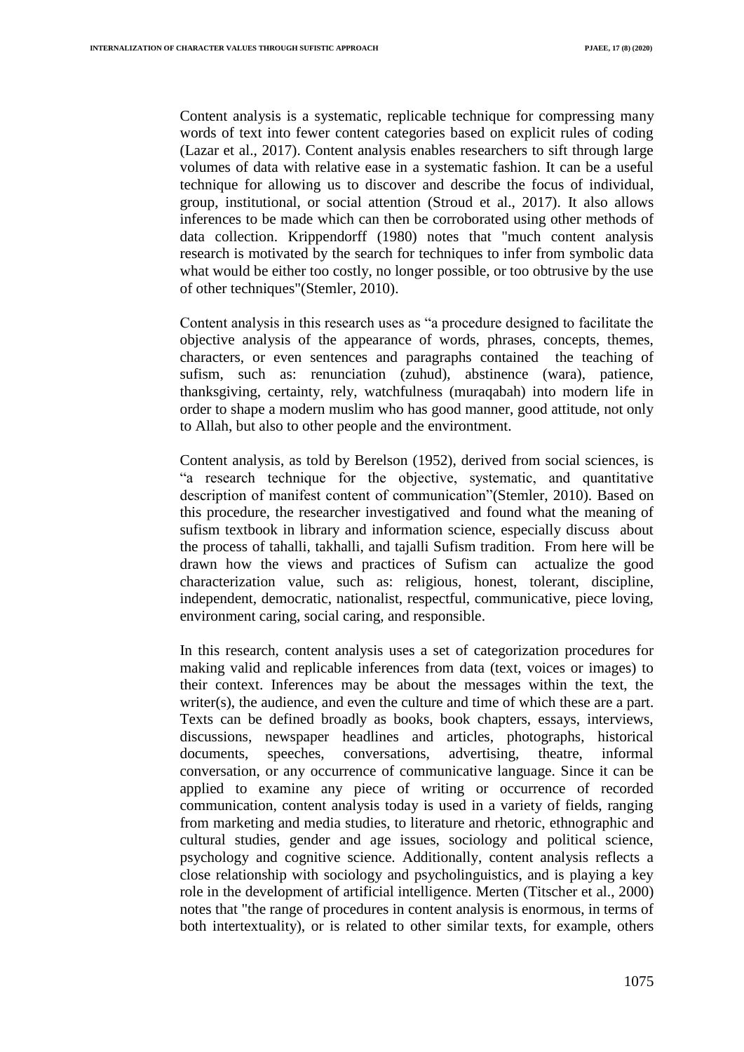Content analysis is a systematic, replicable technique for compressing many words of text into fewer content categories based on explicit rules of coding (Lazar et al., 2017). Content analysis enables researchers to sift through large volumes of data with relative ease in a systematic fashion. It can be a useful technique for allowing us to discover and describe the focus of individual, group, institutional, or social attention (Stroud et al., 2017). It also allows inferences to be made which can then be corroborated using other methods of data collection. Krippendorff (1980) notes that "much content analysis research is motivated by the search for techniques to infer from symbolic data what would be either too costly, no longer possible, or too obtrusive by the use of other techniques"(Stemler, 2010).

Content analysis in this research uses as "a procedure designed to facilitate the objective analysis of the appearance of words, phrases, concepts, themes, characters, or even sentences and paragraphs contained the teaching of sufism, such as: renunciation (zuhud), abstinence (wara), patience, thanksgiving, certainty, rely, watchfulness (muraqabah) into modern life in order to shape a modern muslim who has good manner, good attitude, not only to Allah, but also to other people and the environtment.

Content analysis, as told by Berelson (1952), derived from social sciences, is "a research technique for the objective, systematic, and quantitative description of manifest content of communication"(Stemler, 2010). Based on this procedure, the researcher investigatived and found what the meaning of sufism textbook in library and information science, especially discuss about the process of tahalli, takhalli, and tajalli Sufism tradition. From here will be drawn how the views and practices of Sufism can actualize the good characterization value, such as: religious, honest, tolerant, discipline, independent, democratic, nationalist, respectful, communicative, piece loving, environment caring, social caring, and responsible.

In this research, content analysis uses a set of categorization procedures for making valid and replicable inferences from data (text, voices or images) to their context. Inferences may be about the messages within the text, the writer(s), the audience, and even the culture and time of which these are a part. Texts can be defined broadly as books, book chapters, essays, interviews, discussions, newspaper headlines and articles, photographs, historical documents, speeches, conversations, advertising, theatre, informal conversation, or any occurrence of communicative language. Since it can be applied to examine any piece of writing or occurrence of recorded communication, content analysis today is used in a variety of fields, ranging from marketing and media studies, to literature and rhetoric, ethnographic and cultural studies, gender and age issues, sociology and political science, psychology and cognitive science. Additionally, content analysis reflects a close relationship with sociology and psycholinguistics, and is playing a key role in the development of artificial intelligence. Merten (Titscher et al., 2000) notes that "the range of procedures in content analysis is enormous, in terms of both intertextuality), or is related to other similar texts, for example, others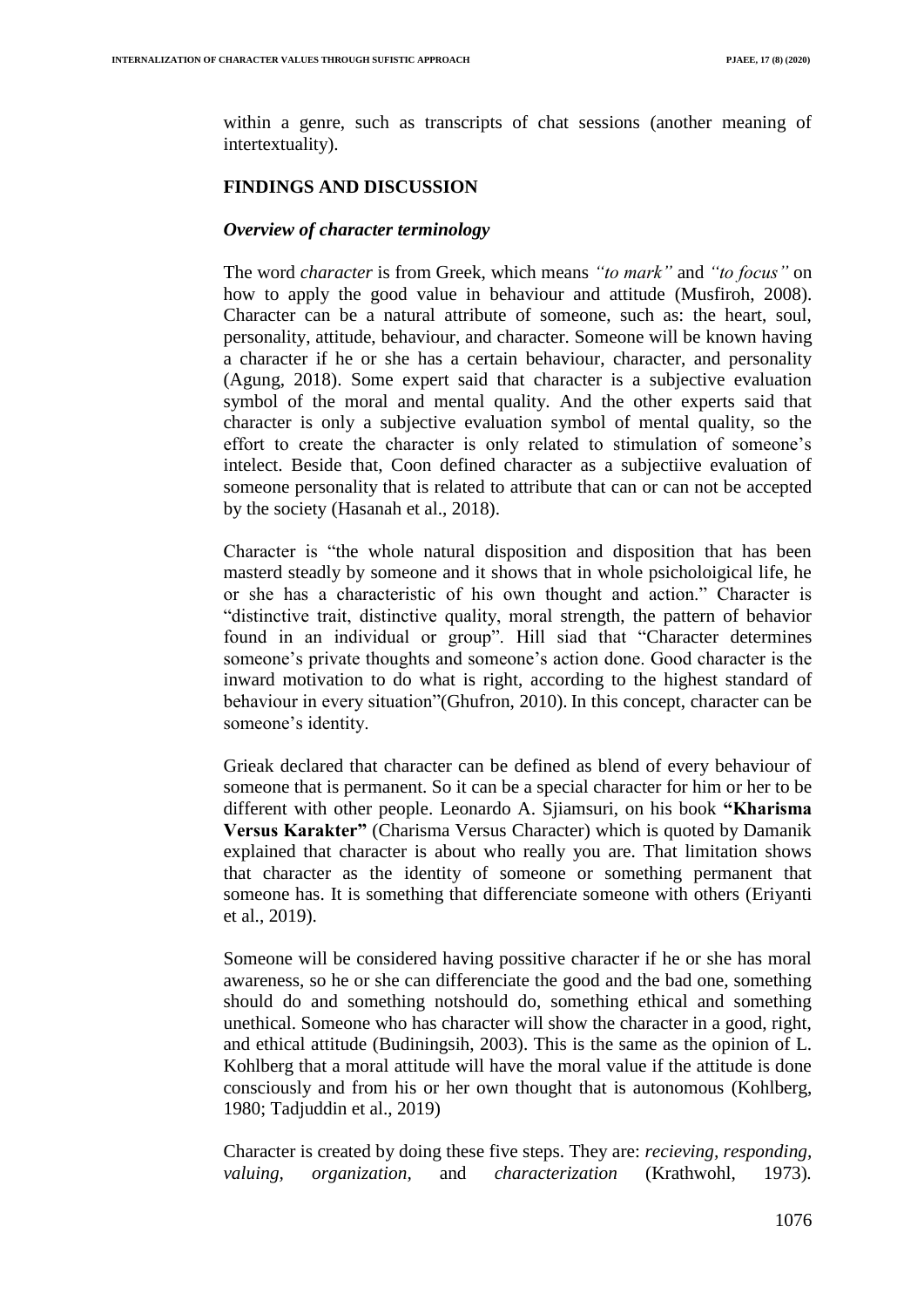within a genre, such as transcripts of chat sessions (another meaning of intertextuality).

## FINDINGS AND DISCUSSION

### *Overview of character terminology*

The word *character* is from Greek, which means *"to mark"* and *"to focus"* on how to apply the good value in behaviour and attitude (Musfiroh, 2008). Character can be a natural attribute of someone, such as: the heart, soul, personality, attitude, behaviour, and character. Someone will be known having a character if he or she has a certain behaviour, character, and personality (Agung, 2018). Some expert said that character is a subjective evaluation symbol of the moral and mental quality. And the other experts said that character is only a subjective evaluation symbol of mental quality, so the effort to create the character is only related to stimulation of someone's intelect. Beside that, Coon defined character as a subjectiive evaluation of someone personality that is related to attribute that can or can not be accepted by the society (Hasanah et al., 2018).

Character is "the whole natural disposition and disposition that has been masterd steadly by someone and it shows that in whole psicholoigical life, he or she has a characteristic of his own thought and action." Character is "distinctive trait, distinctive quality, moral strength, the pattern of behavior found in an individual or group". Hill siad that "Character determines someone's private thoughts and someone's action done. Good character is the inward motivation to do what is right, according to the highest standard of behaviour in every situation"(Ghufron, 2010). In this concept, character can be someone's identity.

Grieak declared that character can be defined as blend of every behaviour of someone that is permanent. So it can be a special character for him or her to be different with other people. Leonardo A. Sjiamsuri, on his book **"Kharisma Versus Karakter"** (Charisma Versus Character) which is quoted by Damanik explained that character is about who really you are. That limitation shows that character as the identity of someone or something permanent that someone has. It is something that differenciate someone with others (Eriyanti et al., 2019).

Someone will be considered having possitive character if he or she has moral awareness, so he or she can differenciate the good and the bad one, something should do and something notshould do, something ethical and something unethical. Someone who has character will show the character in a good, right, and ethical attitude (Budiningsih, 2003). This is the same as the opinion of L. Kohlberg that a moral attitude will have the moral value if the attitude is done consciously and from his or her own thought that is autonomous (Kohlberg, 1980; Tadjuddin et al., 2019)

Character is created by doing these five steps. They are: *recieving, responding, valuing, organization,* and *characterization* (Krathwohl, 1973).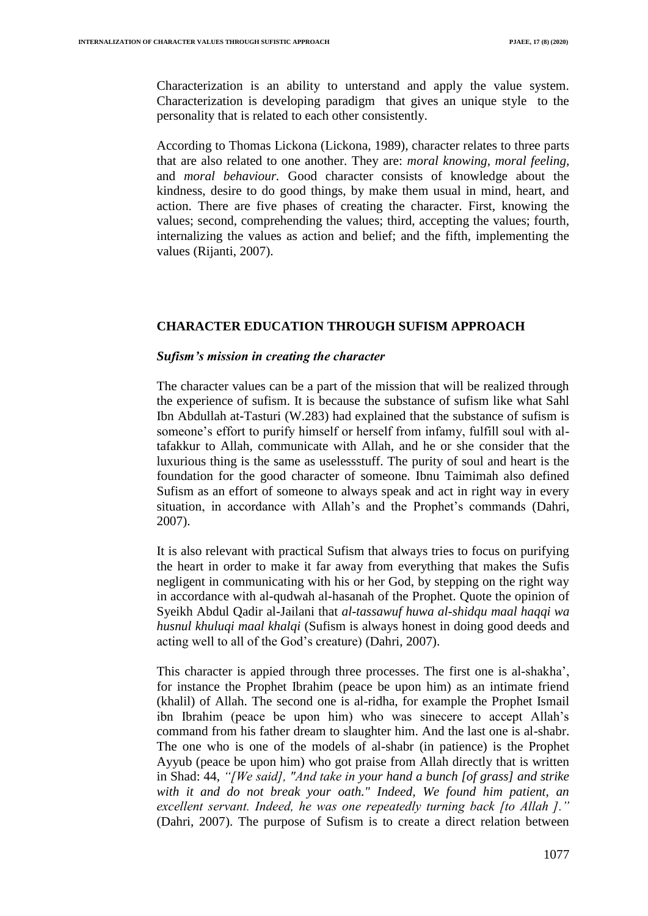Characterization is an ability to unterstand and apply the value system. Characterization is developing paradigm that gives an unique style to the personality that is related to each other consistently.

According to Thomas Lickona (Lickona, 1989), character relates to three parts that are also related to one another. They are: *moral knowing*, *moral feeling*, and *moral behaviour.* Good character consists of knowledge about the kindness, desire to do good things, by make them usual in mind, heart, and action. There are five phases of creating the character. First, knowing the values; second, comprehending the values; third, accepting the values; fourth, internalizing the values as action and belief; and the fifth, implementing the values (Rijanti, 2007).

## CHARACTER EDUCATION THROUGH SUFISM APPROACH

### *Sufism's mission in creating the character*

The character values can be a part of the mission that will be realized through the experience of sufism. It is because the substance of sufism like what Sahl Ibn Abdullah at-Tasturi (W.283) had explained that the substance of sufism is someone's effort to purify himself or herself from infamy, fulfill soul with al-tafakkur to Allah, communicate with Allah, and he or she consider that the luxurious thing is the same as uselessstuff. The purity of soul and heart is the foundation for the good character of someone. Ibnu Taimimah also defined Sufism as an effort of someone to always speak and act in right way in every situation, in accordance with Allah's and the Prophet's commands (Dahri, 2007).

It is also relevant with practical Sufism that always tries to focus on purifying the heart in order to make it far away from everything that makes the Sufis negligent in communicating with his or her God, by stepping on the right way in accordance with al-qudwah al-hasanah of the Prophet. Quote the opinion of Syeikh Abdul Qadir al-Jailani that *al-tassawuf huwa al-shidqu maal haqqi wa husnul khuluqi maal khalqi* (Sufism is always honest in doing good deeds and acting well to all of the God's creature) (Dahri, 2007).

This character is appied through three processes. The first one is al-shakha', for instance the Prophet Ibrahim (peace be upon him) as an intimate friend (khalil) of Allah. The second one is al-ridha, for example the Prophet Ismail ibn Ibrahim (peace be upon him) who was sinecere to accept Allah's command from his father dream to slaughter him. And the last one is al-shabr. The one who is one of the models of al-shabr (in patience) is the Prophet Ayyub (peace be upon him) who got praise from Allah directly that is written in Shad: 44, *"[We said], "And take in your hand a bunch [of grass] and strike with it and do not break your oath." Indeed, We found him patient, an excellent servant. Indeed, he was one repeatedly turning back [to Allah ]."* (Dahri, 2007). The purpose of Sufism is to create a direct relation between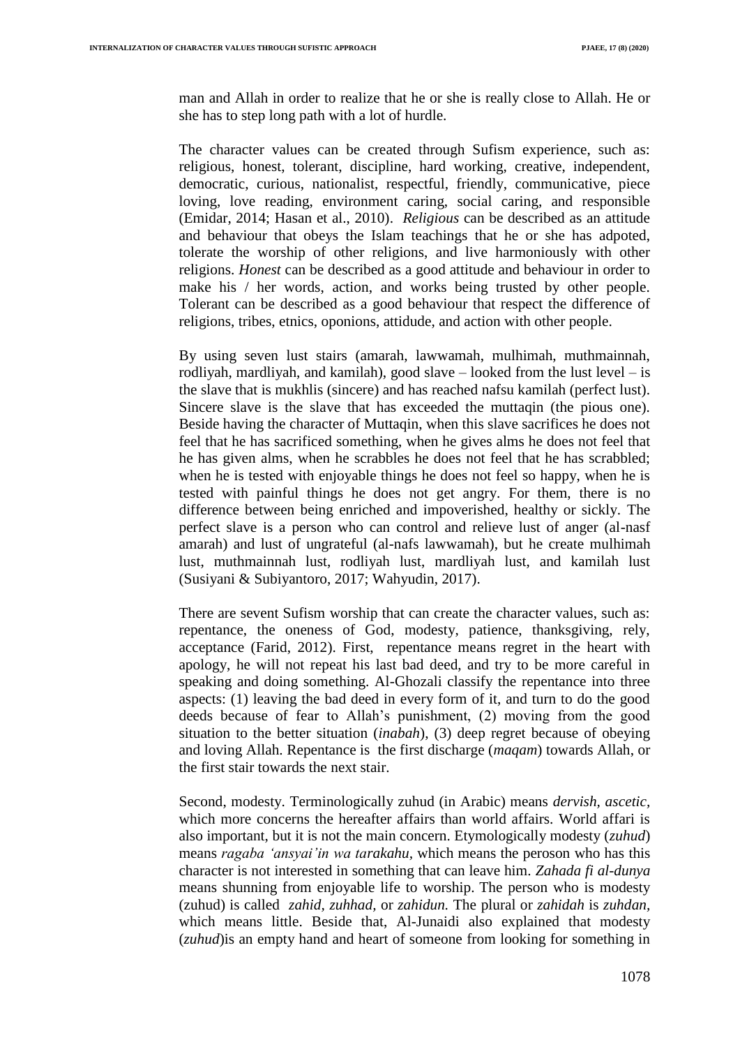man and Allah in order to realize that he or she is really close to Allah. He or she has to step long path with a lot of hurdle.

The character values can be created through Sufism experience, such as: religious, honest, tolerant, discipline, hard working, creative, independent, democratic, curious, nationalist, respectful, friendly, communicative, piece loving, love reading, environment caring, social caring, and responsible (Emidar, 2014; Hasan et al., 2010). *Religious* can be described as an attitude and behaviour that obeys the Islam teachings that he or she has adpoted, tolerate the worship of other religions, and live harmoniously with other religions. *Honest* can be described as a good attitude and behaviour in order to make his / her words, action, and works being trusted by other people. Tolerant can be described as a good behaviour that respect the difference of religions, tribes, etnics, oponions, attidude, and action with other people.

By using seven lust stairs (amarah, lawwamah, mulhimah, muthmainnah, rodliyah, mardliyah, and kamilah), good slave – looked from the lust level – is the slave that is mukhlis (sincere) and has reached nafsu kamilah (perfect lust). Sincere slave is the slave that has exceeded the muttaqin (the pious one). Beside having the character of Muttaqin, when this slave sacrifices he does not feel that he has sacrificed something, when he gives alms he does not feel that he has given alms, when he scrabbles he does not feel that he has scrabbled; when he is tested with enjoyable things he does not feel so happy, when he is tested with painful things he does not get angry. For them, there is no difference between being enriched and impoverished, healthy or sickly. The perfect slave is a person who can control and relieve lust of anger (al-nasf amarah) and lust of ungrateful (al-nafs lawwamah), but he create mulhimah lust, muthmainnah lust, rodliyah lust, mardliyah lust, and kamilah lust (Susiyani & Subiyantoro, 2017; Wahyudin, 2017).

There are sevent Sufism worship that can create the character values, such as: repentance, the oneness of God, modesty, patience, thanksgiving, rely, acceptance (Farid, 2012). First, repentance means regret in the heart with apology, he will not repeat his last bad deed, and try to be more careful in speaking and doing something. Al-Ghozali classify the repentance into three aspects: (1) leaving the bad deed in every form of it, and turn to do the good deeds because of fear to Allah's punishment, (2) moving from the good situation to the better situation (*inabah*), (3) deep regret because of obeying and loving Allah. Repentance is the first discharge (*maqam*) towards Allah, or the first stair towards the next stair.

Second, modesty. Terminologically zuhud (in Arabic) means *dervish, ascetic*, which more concerns the hereafter affairs than world affairs. World affari is also important, but it is not the main concern. Etymologically modesty (*zuhud*) means *ragaba 'ansyai'in wa tarakahu*, which means the peroson who has this character is not interested in something that can leave him. *Zahada fi al-dunya* means shunning from enjoyable life to worship. The person who is modesty (zuhud) is called *zahid, zuhhad,* or *zahidun.* The plural or *zahidah* is *zuhdan,* which means little. Beside that, Al-Junaidi also explained that modesty (*zuhud*)is an empty hand and heart of someone from looking for something in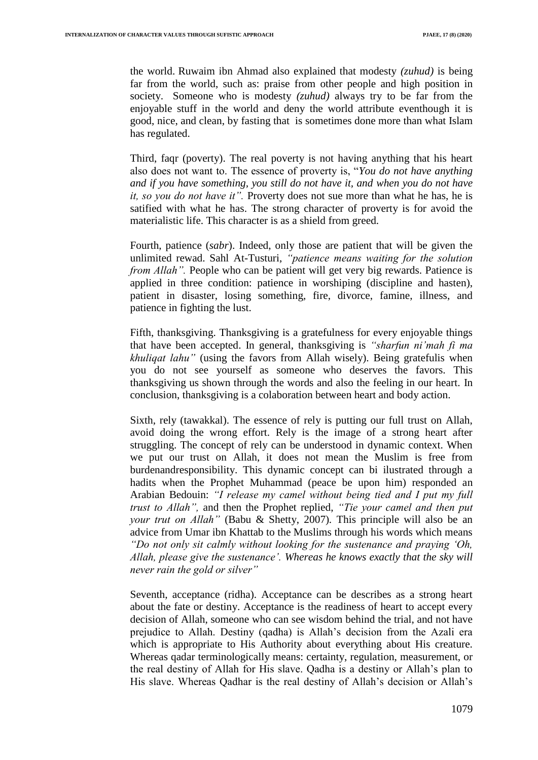the world. Ruwaim ibn Ahmad also explained that modesty *(zuhud)* is being far from the world, such as: praise from other people and high position in society. Someone who is modesty *(zuhud)* always try to be far from the enjoyable stuff in the world and deny the world attribute eventhough it is good, nice, and clean, by fasting that is sometimes done more than what Islam has regulated.

Third, faqr (poverty). The real poverty is not having anything that his heart also does not want to. The essence of proverty is, "*You do not have anything and if you have something, you still do not have it, and when you do not have it, so you do not have it".* Proverty does not sue more than what he has, he is satified with what he has. The strong character of proverty is for avoid the materialistic life. This character is as a shield from greed.

Fourth, patience (*sabr*). Indeed, only those are patient that will be given the unlimited rewad. Sahl At-Tusturi, *"patience means waiting for the solution from Allah".* People who can be patient will get very big rewards. Patience is applied in three condition: patience in worshiping (discipline and hasten), patient in disaster, losing something, fire, divorce, famine, illness, and patience in fighting the lust.

Fifth, thanksgiving. Thanksgiving is a gratefulness for every enjoyable things that have been accepted. In general, thanksgiving is *"sharfun ni'mah fi ma khuliqat lahu"* (using the favors from Allah wisely). Being gratefulis when you do not see yourself as someone who deserves the favors. This thanksgiving us shown through the words and also the feeling in our heart. In conclusion, thanksgiving is a colaboration between heart and body action.

Sixth, rely (tawakkal). The essence of rely is putting our full trust on Allah, avoid doing the wrong effort. Rely is the image of a strong heart after struggling. The concept of rely can be understood in dynamic context. When we put our trust on Allah, it does not mean the Muslim is free from burdenandresponsibility. This dynamic concept can bi ilustrated through a hadits when the Prophet Muhammad (peace be upon him) responded an Arabian Bedouin: *"I release my camel without being tied and I put my full trust to Allah",* and then the Prophet replied, *"Tie your camel and then put your trut on Allah"* (Babu & Shetty, 2007). This principle will also be an advice from Umar ibn Khattab to the Muslims through his words which means *"Do not only sit calmly without looking for the sustenance and praying 'Oh, Allah, please give the sustenance'. Whereas he knows exactly that the sky will never rain the gold or silver"*

Seventh, acceptance (ridha). Acceptance can be describes as a strong heart about the fate or destiny. Acceptance is the readiness of heart to accept every decision of Allah, someone who can see wisdom behind the trial, and not have prejudice to Allah. Destiny (qadha) is Allah's decision from the Azali era which is appropriate to His Authority about everything about His creature. Whereas qadar terminologically means: certainty, regulation, measurement, or the real destiny of Allah for His slave. Qadha is a destiny or Allah's plan to His slave. Whereas Qadhar is the real destiny of Allah's decision or Allah's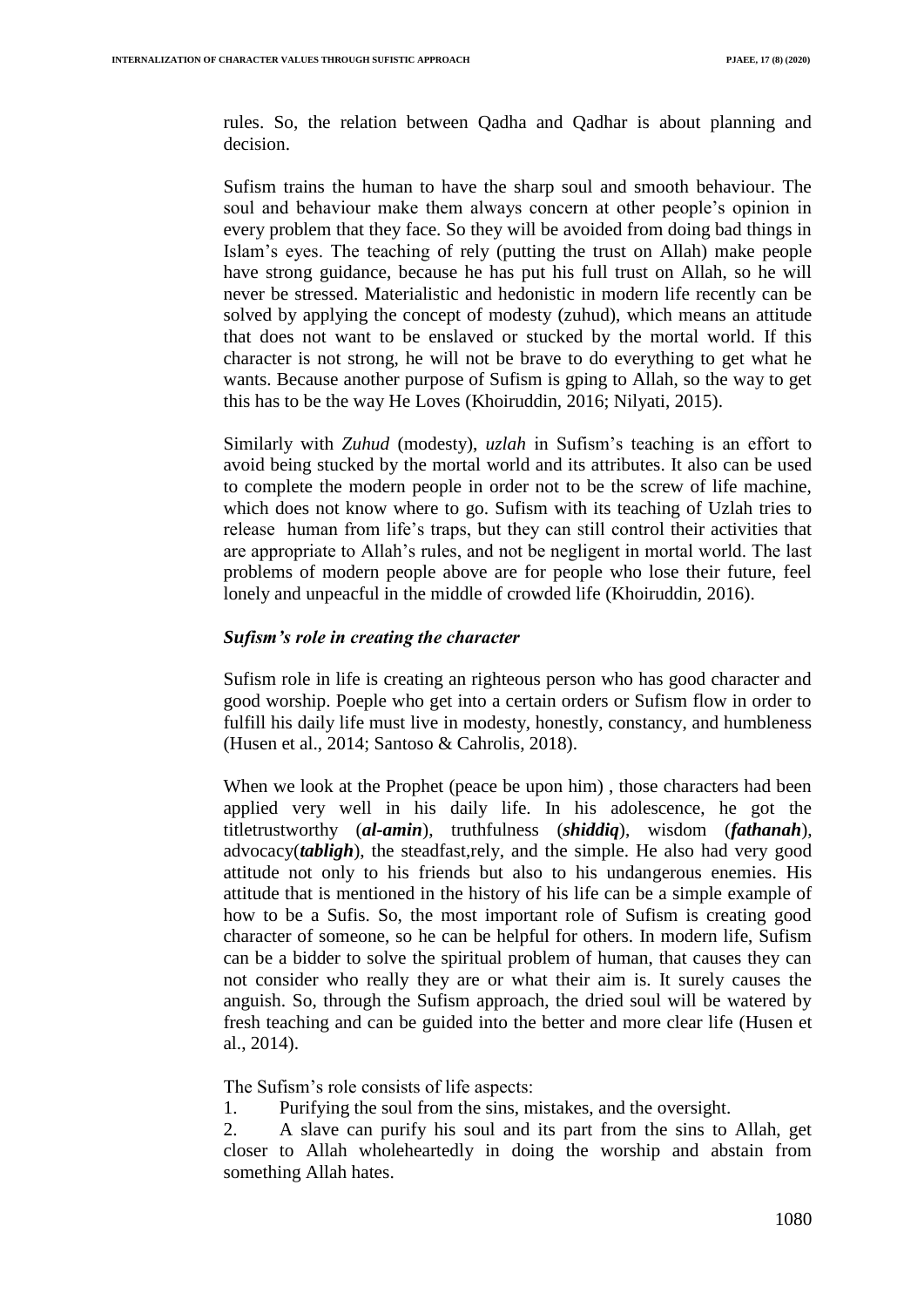rules. So, the relation between Qadha and Qadhar is about planning and decision.

Sufism trains the human to have the sharp soul and smooth behaviour. The soul and behaviour make them always concern at other people's opinion in every problem that they face. So they will be avoided from doing bad things in Islam's eyes. The teaching of rely (putting the trust on Allah) make people have strong guidance, because he has put his full trust on Allah, so he will never be stressed. Materialistic and hedonistic in modern life recently can be solved by applying the concept of modesty (zuhud), which means an attitude that does not want to be enslaved or stucked by the mortal world. If this character is not strong, he will not be brave to do everything to get what he wants. Because another purpose of Sufism is gping to Allah, so the way to get this has to be the way He Loves (Khoiruddin, 2016; Nilyati, 2015).

Similarly with *Zuhud* (modesty), *uzlah* in Sufism's teaching is an effort to avoid being stucked by the mortal world and its attributes. It also can be used to complete the modern people in order not to be the screw of life machine, which does not know where to go. Sufism with its teaching of Uzlah tries to release human from life's traps, but they can still control their activities that are appropriate to Allah's rules, and not be negligent in mortal world. The last problems of modern people above are for people who lose their future, feel lonely and unpeacful in the middle of crowded life (Khoiruddin, 2016).

### *Sufism's role in creating the character*

Sufism role in life is creating an righteous person who has good character and good worship. Poeple who get into a certain orders or Sufism flow in order to fulfill his daily life must live in modesty, honestly, constancy, and humbleness (Husen et al., 2014; Santoso & Cahrolis, 2018).

When we look at the Prophet (peace be upon him) , those characters had been applied very well in his daily life. In his adolescence, he got the titletrustworthy (***al-amin***), truthfulness (***shiddiq***), wisdom (***fathanah***), advocacy(***tabligh***), the steadfast,rely, and the simple. He also had very good attitude not only to his friends but also to his undangerous enemies. His attitude that is mentioned in the history of his life can be a simple example of how to be a Sufis. So, the most important role of Sufism is creating good character of someone, so he can be helpful for others. In modern life, Sufism can be a bidder to solve the spiritual problem of human, that causes they can not consider who really they are or what their aim is. It surely causes the anguish. So, through the Sufism approach, the dried soul will be watered by fresh teaching and can be guided into the better and more clear life (Husen et al., 2014).

The Sufism's role consists of life aspects:

1. Purifying the soul from the sins, mistakes, and the oversight.
2. A slave can purify his soul and its part from the sins to Allah, get closer to Allah wholeheartedly in doing the worship and abstain from something Allah hates.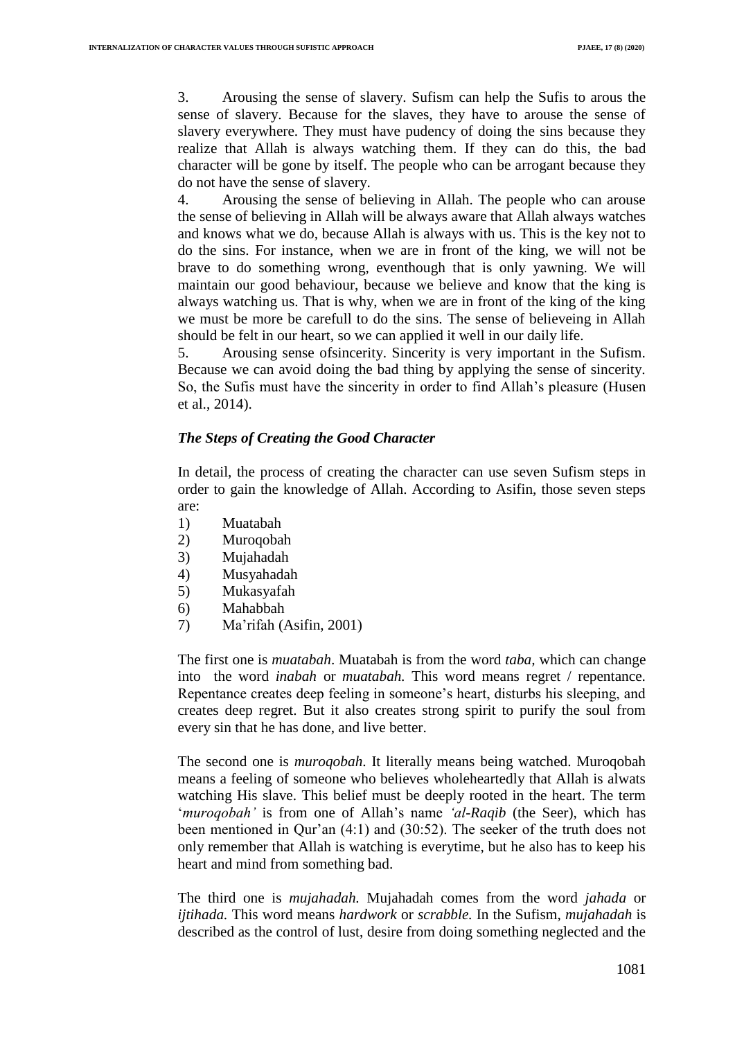3. Arousing the sense of slavery. Sufism can help the Sufis to arous the sense of slavery. Because for the slaves, they have to arouse the sense of slavery everywhere. They must have pudency of doing the sins because they realize that Allah is always watching them. If they can do this, the bad character will be gone by itself. The people who can be arrogant because they do not have the sense of slavery.

4. Arousing the sense of believing in Allah. The people who can arouse the sense of believing in Allah will be always aware that Allah always watches and knows what we do, because Allah is always with us. This is the key not to do the sins. For instance, when we are in front of the king, we will not be brave to do something wrong, eventhough that is only yawning. We will maintain our good behaviour, because we believe and know that the king is always watching us. That is why, when we are in front of the king of the king we must be more be carefull to do the sins. The sense of believeing in Allah should be felt in our heart, so we can applied it well in our daily life.

5. Arousing sense ofsincerity. Sincerity is very important in the Sufism. Because we can avoid doing the bad thing by applying the sense of sincerity. So, the Sufis must have the sincerity in order to find Allah's pleasure (Husen et al., 2014).

### *The Steps of Creating the Good Character*

In detail, the process of creating the character can use seven Sufism steps in order to gain the knowledge of Allah. According to Asifin, those seven steps are:

1) Muatabah
2) Muroqobah
3) Mujahadah
4) Musyahadah
5) Mukasyafah
6) Mahabbah
7) Ma'rifah (Asifin, 2001)

The first one is *muatabah*. Muatabah is from the word *taba*, which can change into the word *inabah* or *muatabah.* This word means regret / repentance. Repentance creates deep feeling in someone's heart, disturbs his sleeping, and creates deep regret. But it also creates strong spirit to purify the soul from every sin that he has done, and live better.

The second one is *muroqobah*. It literally means being watched. Muroqobah means a feeling of someone who believes wholeheartedly that Allah is alwats watching His slave. This belief must be deeply rooted in the heart. The term '*muroqobah'* is from one of Allah's name *'al-Raqib* (the Seer), which has been mentioned in Qur'an (4:1) and (30:52). The seeker of the truth does not only remember that Allah is watching is everytime, but he also has to keep his heart and mind from something bad.

The third one is *mujahadah.* Mujahadah comes from the word *jahada* or *ijtihada.* This word means *hardwork* or *scrabble.* In the Sufism, *mujahadah* is described as the control of lust, desire from doing something neglected and the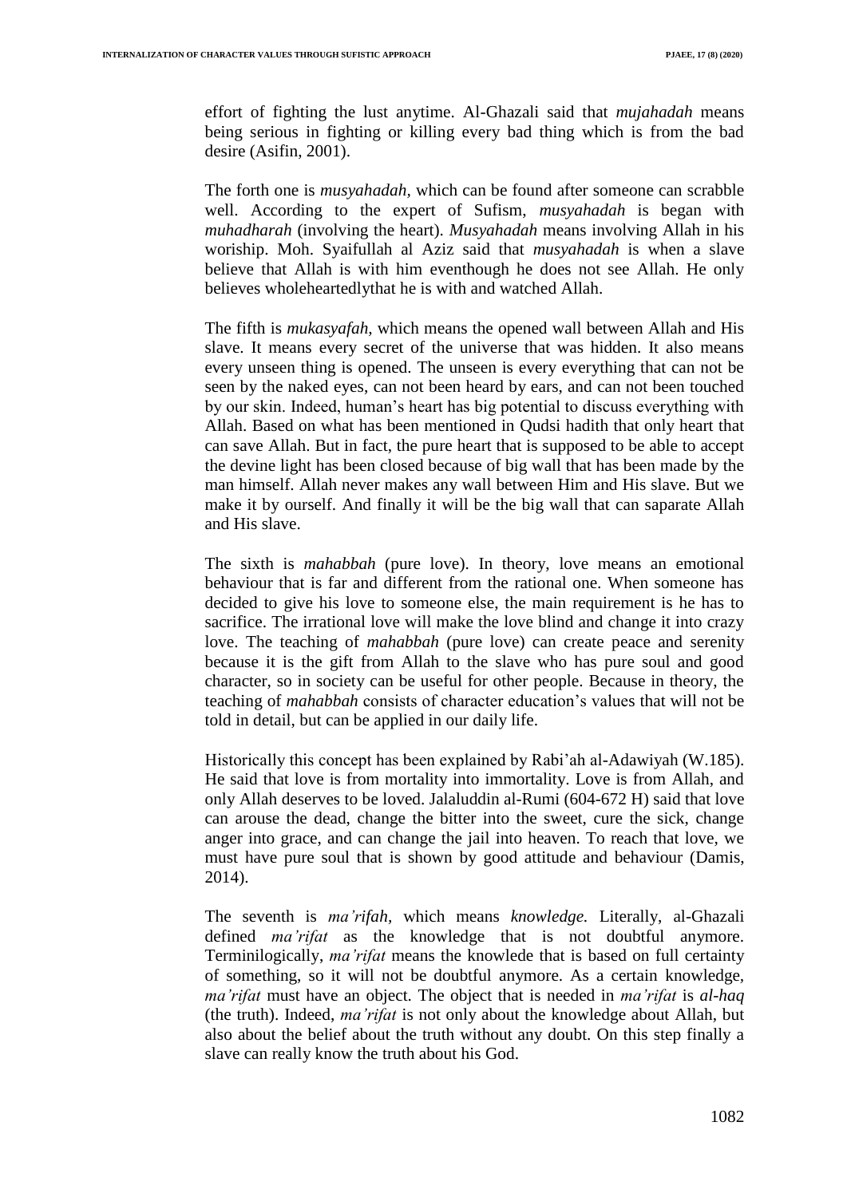effort of fighting the lust anytime. Al-Ghazali said that *mujahadah* means being serious in fighting or killing every bad thing which is from the bad desire (Asifin, 2001).

The forth one is *musyahadah*, which can be found after someone can scrabble well. According to the expert of Sufism, *musyahadah* is began with *muhadharah* (involving the heart). *Musyahadah* means involving Allah in his woriship. Moh. Syaifullah al Aziz said that *musyahadah* is when a slave believe that Allah is with him eventhough he does not see Allah. He only believes wholeheartedlythat he is with and watched Allah.

The fifth is *mukasyafah*, which means the opened wall between Allah and His slave. It means every secret of the universe that was hidden. It also means every unseen thing is opened. The unseen is every everything that can not be seen by the naked eyes, can not been heard by ears, and can not been touched by our skin. Indeed, human's heart has big potential to discuss everything with Allah. Based on what has been mentioned in Qudsi hadith that only heart that can save Allah. But in fact, the pure heart that is supposed to be able to accept the devine light has been closed because of big wall that has been made by the man himself. Allah never makes any wall between Him and His slave. But we make it by ourself. And finally it will be the big wall that can saparate Allah and His slave.

The sixth is *mahabbah* (pure love). In theory, love means an emotional behaviour that is far and different from the rational one. When someone has decided to give his love to someone else, the main requirement is he has to sacrifice. The irrational love will make the love blind and change it into crazy love. The teaching of *mahabbah* (pure love) can create peace and serenity because it is the gift from Allah to the slave who has pure soul and good character, so in society can be useful for other people. Because in theory, the teaching of *mahabbah* consists of character education's values that will not be told in detail, but can be applied in our daily life.

Historically this concept has been explained by Rabi'ah al-Adawiyah (W.185). He said that love is from mortality into immortality. Love is from Allah, and only Allah deserves to be loved. Jalaluddin al-Rumi (604-672 H) said that love can arouse the dead, change the bitter into the sweet, cure the sick, change anger into grace, and can change the jail into heaven. To reach that love, we must have pure soul that is shown by good attitude and behaviour (Damis, 2014).

The seventh is *ma'rifah,* which means *knowledge.* Literally, al-Ghazali defined *ma'rifat* as the knowledge that is not doubtful anymore. Terminilogically, *ma'rifat* means the knowlede that is based on full certainty of something, so it will not be doubtful anymore. As a certain knowledge, *ma'rifat* must have an object. The object that is needed in *ma'rifat* is *al-haq* (the truth). Indeed, *ma'rifat* is not only about the knowledge about Allah, but also about the belief about the truth without any doubt. On this step finally a slave can really know the truth about his God.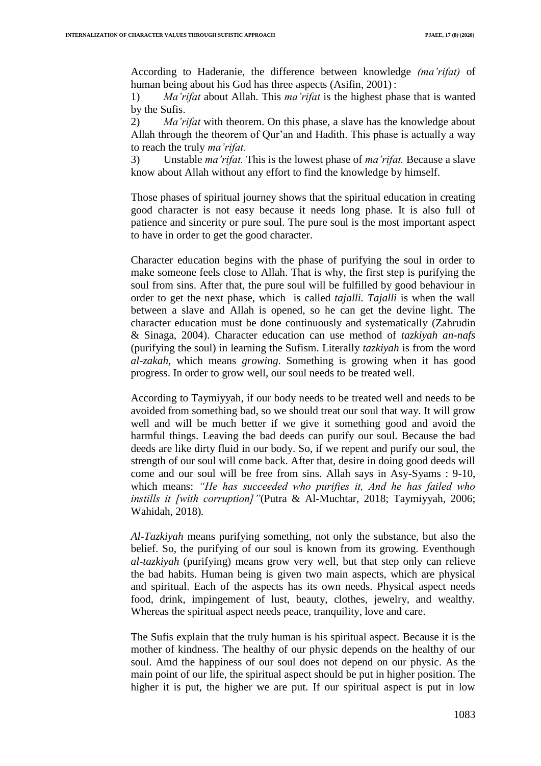According to Haderanie, the difference between knowledge *(ma'rifat)* of human being about his God has three aspects (Asifin, 2001) :

1) *Ma'rifat* about Allah. This *ma'rifat* is the highest phase that is wanted by the Sufis.

2) *Ma'rifat* with theorem. On this phase, a slave has the knowledge about Allah through the theorem of Qur'an and Hadith. This phase is actually a way to reach the truly *ma'rifat.*

3) Unstable *ma'rifat.* This is the lowest phase of *ma'rifat.* Because a slave know about Allah without any effort to find the knowledge by himself.

Those phases of spiritual journey shows that the spiritual education in creating good character is not easy because it needs long phase. It is also full of patience and sincerity or pure soul. The pure soul is the most important aspect to have in order to get the good character.

Character education begins with the phase of purifying the soul in order to make someone feels close to Allah. That is why, the first step is purifying the soul from sins. After that, the pure soul will be fulfilled by good behaviour in order to get the next phase, which is called *tajalli. Tajalli* is when the wall between a slave and Allah is opened, so he can get the devine light. The character education must be done continuously and systematically (Zahrudin & Sinaga, 2004). Character education can use method of *tazkiyah an-nafs* (purifying the soul) in learning the Sufism. Literally *tazkiyah* is from the word *al-zakah,* which means *growing.* Something is growing when it has good progress. In order to grow well, our soul needs to be treated well.

According to Taymiyyah, if our body needs to be treated well and needs to be avoided from something bad, so we should treat our soul that way. It will grow well and will be much better if we give it something good and avoid the harmful things. Leaving the bad deeds can purify our soul. Because the bad deeds are like dirty fluid in our body. So, if we repent and purify our soul, the strength of our soul will come back. After that, desire in doing good deeds will come and our soul will be free from sins. Allah says in Asy-Syams : 9-10, which means: *"He has succeeded who purifies it, And he has failed who instills it [with corruption]"*(Putra & Al-Muchtar, 2018; Taymiyyah, 2006; Wahidah, 2018).

*Al-Tazkiyah* means purifying something, not only the substance, but also the belief. So, the purifying of our soul is known from its growing. Eventhough *al-tazkiyah* (purifying) means grow very well, but that step only can relieve the bad habits. Human being is given two main aspects, which are physical and spiritual. Each of the aspects has its own needs. Physical aspect needs food, drink, impingement of lust, beauty, clothes, jewelry, and wealthy. Whereas the spiritual aspect needs peace, tranquility, love and care.

The Sufis explain that the truly human is his spiritual aspect. Because it is the mother of kindness. The healthy of our physic depends on the healthy of our soul. Amd the happiness of our soul does not depend on our physic. As the main point of our life, the spiritual aspect should be put in higher position. The higher it is put, the higher we are put. If our spiritual aspect is put in low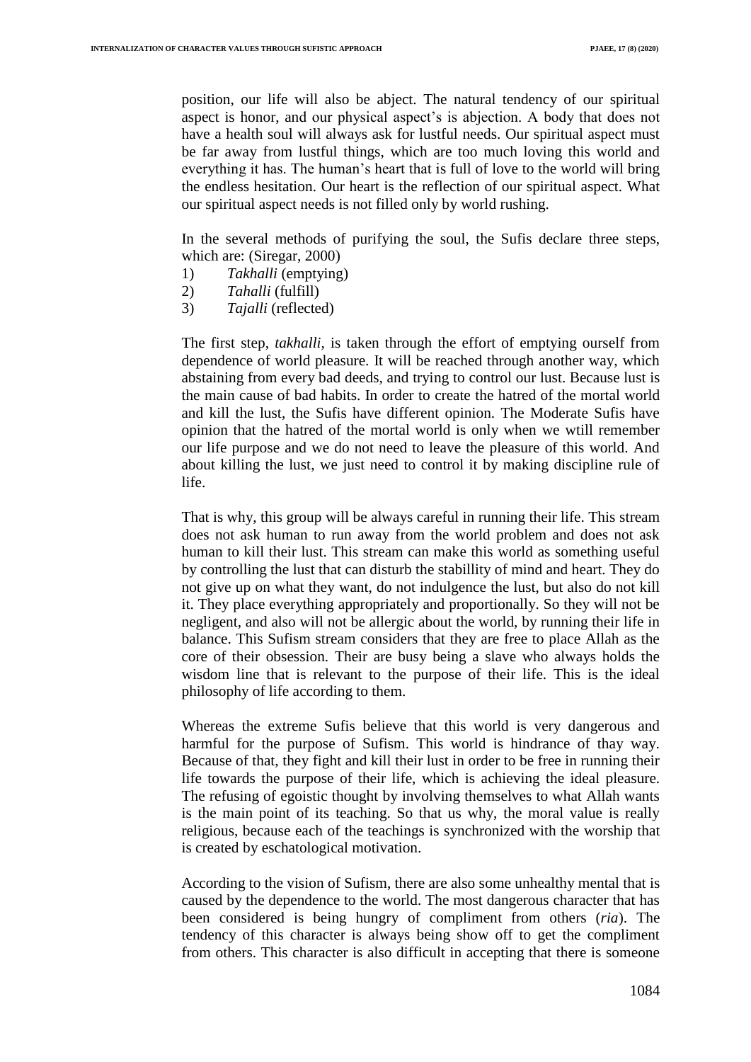position, our life will also be abject. The natural tendency of our spiritual aspect is honor, and our physical aspect's is abjection. A body that does not have a health soul will always ask for lustful needs. Our spiritual aspect must be far away from lustful things, which are too much loving this world and everything it has. The human's heart that is full of love to the world will bring the endless hesitation. Our heart is the reflection of our spiritual aspect. What our spiritual aspect needs is not filled only by world rushing.

In the several methods of purifying the soul, the Sufis declare three steps, which are: (Siregar, 2000)

1) *Takhalli* (emptying)
2) *Tahalli* (fulfill)
3) *Tajalli* (reflected)

The first step, *takhalli*, is taken through the effort of emptying ourself from dependence of world pleasure. It will be reached through another way, which abstaining from every bad deeds, and trying to control our lust. Because lust is the main cause of bad habits. In order to create the hatred of the mortal world and kill the lust, the Sufis have different opinion. The Moderate Sufis have opinion that the hatred of the mortal world is only when we wtill remember our life purpose and we do not need to leave the pleasure of this world. And about killing the lust, we just need to control it by making discipline rule of life.

That is why, this group will be always careful in running their life. This stream does not ask human to run away from the world problem and does not ask human to kill their lust. This stream can make this world as something useful by controlling the lust that can disturb the stabillity of mind and heart. They do not give up on what they want, do not indulgence the lust, but also do not kill it. They place everything appropriately and proportionally. So they will not be negligent, and also will not be allergic about the world, by running their life in balance. This Sufism stream considers that they are free to place Allah as the core of their obsession. Their are busy being a slave who always holds the wisdom line that is relevant to the purpose of their life. This is the ideal philosophy of life according to them.

Whereas the extreme Sufis believe that this world is very dangerous and harmful for the purpose of Sufism. This world is hindrance of thay way. Because of that, they fight and kill their lust in order to be free in running their life towards the purpose of their life, which is achieving the ideal pleasure. The refusing of egoistic thought by involving themselves to what Allah wants is the main point of its teaching. So that us why, the moral value is really religious, because each of the teachings is synchronized with the worship that is created by eschatological motivation.

According to the vision of Sufism, there are also some unhealthy mental that is caused by the dependence to the world. The most dangerous character that has been considered is being hungry of compliment from others (*ria*). The tendency of this character is always being show off to get the compliment from others. This character is also difficult in accepting that there is someone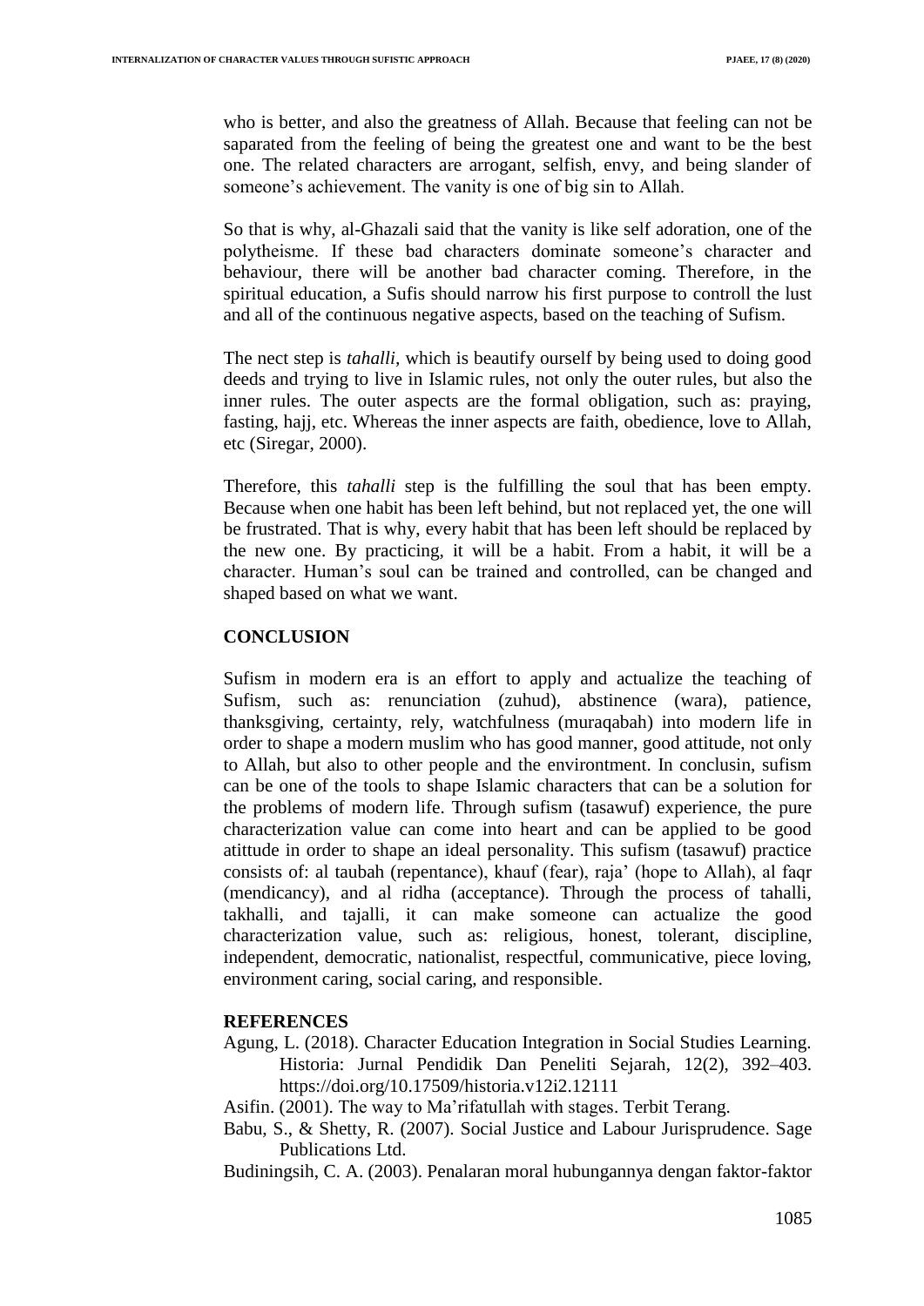who is better, and also the greatness of Allah. Because that feeling can not be saparated from the feeling of being the greatest one and want to be the best one. The related characters are arrogant, selfish, envy, and being slander of someone's achievement. The vanity is one of big sin to Allah.

So that is why, al-Ghazali said that the vanity is like self adoration, one of the polytheisme. If these bad characters dominate someone's character and behaviour, there will be another bad character coming. Therefore, in the spiritual education, a Sufis should narrow his first purpose to controll the lust and all of the continuous negative aspects, based on the teaching of Sufism.

The nect step is *tahalli,* which is beautify ourself by being used to doing good deeds and trying to live in Islamic rules, not only the outer rules, but also the inner rules. The outer aspects are the formal obligation, such as: praying, fasting, hajj, etc. Whereas the inner aspects are faith, obedience, love to Allah, etc (Siregar, 2000).

Therefore, this *tahalli* step is the fulfilling the soul that has been empty. Because when one habit has been left behind, but not replaced yet, the one will be frustrated. That is why, every habit that has been left should be replaced by the new one. By practicing, it will be a habit. From a habit, it will be a character. Human's soul can be trained and controlled, can be changed and shaped based on what we want.

## CONCLUSION

Sufism in modern era is an effort to apply and actualize the teaching of Sufism, such as: renunciation (zuhud), abstinence (wara), patience, thanksgiving, certainty, rely, watchfulness (muraqabah) into modern life in order to shape a modern muslim who has good manner, good attitude, not only to Allah, but also to other people and the environtment. In conclusin, sufism can be one of the tools to shape Islamic characters that can be a solution for the problems of modern life. Through sufism (tasawuf) experience, the pure characterization value can come into heart and can be applied to be good atittude in order to shape an ideal personality. This sufism (tasawuf) practice consists of: al taubah (repentance), khauf (fear), raja' (hope to Allah), al faqr (mendicancy), and al ridha (acceptance). Through the process of tahalli, takhalli, and tajalli, it can make someone can actualize the good characterization value, such as: religious, honest, tolerant, discipline, independent, democratic, nationalist, respectful, communicative, piece loving, environment caring, social caring, and responsible.

## REFERENCES

Agung, L. (2018). Character Education Integration in Social Studies Learning. Historia: Jurnal Pendidik Dan Peneliti Sejarah, 12(2), 392–403. https://doi.org/10.17509/historia.v12i2.12111

Asifin. (2001). The way to Ma'rifatullah with stages. Terbit Terang.

Babu, S., & Shetty, R. (2007). Social Justice and Labour Jurisprudence. Sage Publications Ltd.

Budiningsih, C. A. (2003). Penalaran moral hubungannya dengan faktor-faktor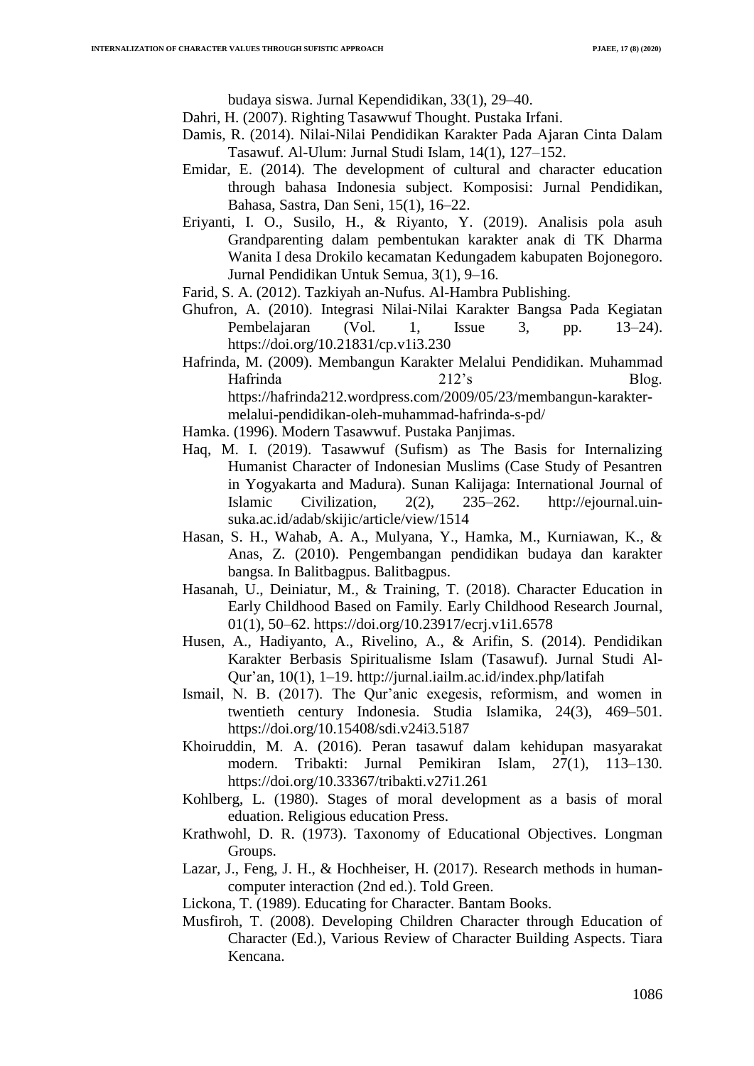budaya siswa. Jurnal Kependidikan, 33(1), 29–40.

Dahri, H. (2007). Righting Tasawwuf Thought. Pustaka Irfani.

Damis, R. (2014). Nilai-Nilai Pendidikan Karakter Pada Ajaran Cinta Dalam Tasawuf. Al-Ulum: Jurnal Studi Islam, 14(1), 127–152.

Emidar, E. (2014). The development of cultural and character education through bahasa Indonesia subject. Komposisi: Jurnal Pendidikan, Bahasa, Sastra, Dan Seni, 15(1), 16–22.

Eriyanti, I. O., Susilo, H., & Riyanto, Y. (2019). Analisis pola asuh Grandparenting dalam pembentukan karakter anak di TK Dharma Wanita I desa Drokilo kecamatan Kedungadem kabupaten Bojonegoro. Jurnal Pendidikan Untuk Semua, 3(1), 9–16.

Farid, S. A. (2012). Tazkiyah an-Nufus. Al-Hambra Publishing.

Ghufron, A. (2010). Integrasi Nilai-Nilai Karakter Bangsa Pada Kegiatan Pembelajaran (Vol. 1, Issue 3, pp. 13–24). https://doi.org/10.21831/cp.v1i3.230

Hafrinda, M. (2009). Membangun Karakter Melalui Pendidikan. Muhammad Hafrinda 212's Blog. https://hafrinda212.wordpress.com/2009/05/23/membangun-karakter-melalui-pendidikan-oleh-muhammad-hafrinda-s-pd/

Hamka. (1996). Modern Tasawwuf. Pustaka Panjimas.

Haq, M. I. (2019). Tasawwuf (Sufism) as The Basis for Internalizing Humanist Character of Indonesian Muslims (Case Study of Pesantren in Yogyakarta and Madura). Sunan Kalijaga: International Journal of Islamic Civilization, 2(2), 235–262. http://ejournal.uin-suka.ac.id/adab/skijic/article/view/1514

Hasan, S. H., Wahab, A. A., Mulyana, Y., Hamka, M., Kurniawan, K., & Anas, Z. (2010). Pengembangan pendidikan budaya dan karakter bangsa. In Balitbagpus. Balitbagpus.

Hasanah, U., Deiniatur, M., & Training, T. (2018). Character Education in Early Childhood Based on Family. Early Childhood Research Journal, 01(1), 50–62. https://doi.org/10.23917/ecrj.v1i1.6578

Husen, A., Hadiyanto, A., Rivelino, A., & Arifin, S. (2014). Pendidikan Karakter Berbasis Spiritualisme Islam (Tasawuf). Jurnal Studi Al-Qur'an, 10(1), 1–19. http://jurnal.iailm.ac.id/index.php/latifah

Ismail, N. B. (2017). The Qur'anic exegesis, reformism, and women in twentieth century Indonesia. Studia Islamika, 24(3), 469–501. https://doi.org/10.15408/sdi.v24i3.5187

Khoiruddin, M. A. (2016). Peran tasawuf dalam kehidupan masyarakat modern. Tribakti: Jurnal Pemikiran Islam, 27(1), 113–130. https://doi.org/10.33367/tribakti.v27i1.261

Kohlberg, L. (1980). Stages of moral development as a basis of moral eduation. Religious education Press.

Krathwohl, D. R. (1973). Taxonomy of Educational Objectives. Longman Groups.

Lazar, J., Feng, J. H., & Hochheiser, H. (2017). Research methods in human-computer interaction (2nd ed.). Told Green.

Lickona, T. (1989). Educating for Character. Bantam Books.

Musfiroh, T. (2008). Developing Children Character through Education of Character (Ed.), Various Review of Character Building Aspects. Tiara Kencana.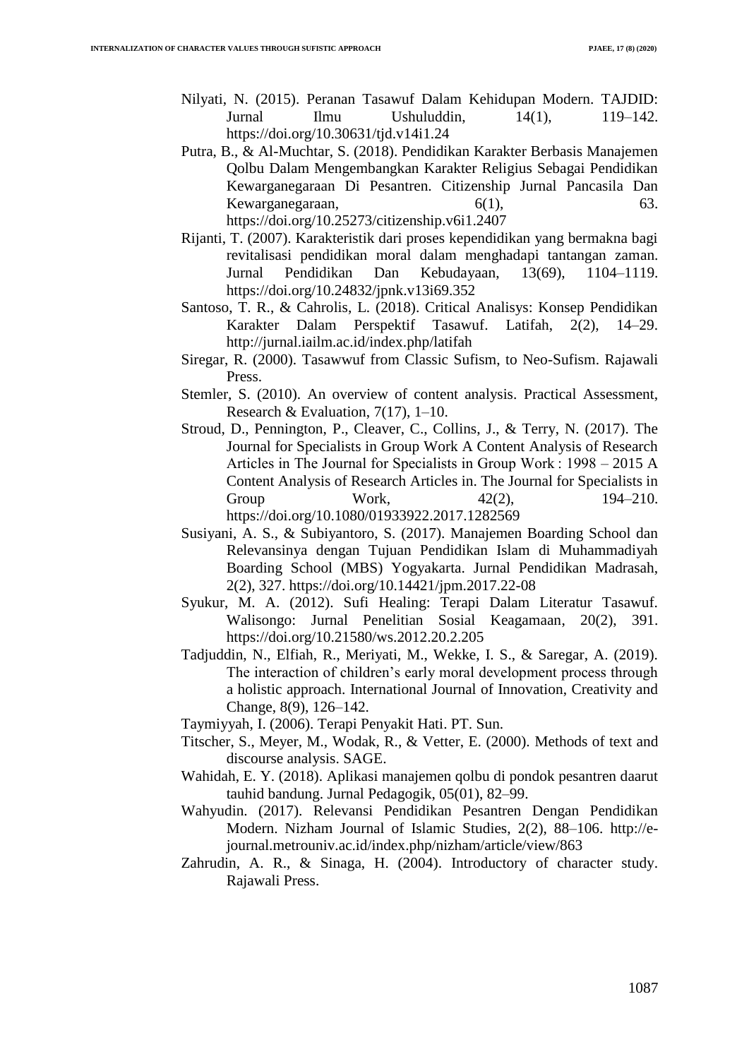Nilyati, N. (2015). Peranan Tasawuf Dalam Kehidupan Modern. TAJDID: Jurnal Ilmu Ushuluddin, 14(1), 119–142. https://doi.org/10.30631/tjd.v14i1.24

Putra, B., & Al-Muchtar, S. (2018). Pendidikan Karakter Berbasis Manajemen Qolbu Dalam Mengembangkan Karakter Religius Sebagai Pendidikan Kewarganegaraan Di Pesantren. Citizenship Jurnal Pancasila Dan Kewarganegaraan, 6(1), 63. https://doi.org/10.25273/citizenship.v6i1.2407

Rijanti, T. (2007). Karakteristik dari proses kependidikan yang bermakna bagi revitalisasi pendidikan moral dalam menghadapi tantangan zaman. Jurnal Pendidikan Dan Kebudayaan, 13(69), 1104–1119. https://doi.org/10.24832/jpnk.v13i69.352

Santoso, T. R., & Cahrolis, L. (2018). Critical Analisys: Konsep Pendidikan Karakter Dalam Perspektif Tasawuf. Latifah, 2(2), 14–29. http://jurnal.iailm.ac.id/index.php/latifah

Siregar, R. (2000). Tasawwuf from Classic Sufism, to Neo-Sufism. Rajawali Press.

Stemler, S. (2010). An overview of content analysis. Practical Assessment, Research & Evaluation, 7(17), 1–10.

Stroud, D., Pennington, P., Cleaver, C., Collins, J., & Terry, N. (2017). The Journal for Specialists in Group Work A Content Analysis of Research Articles in The Journal for Specialists in Group Work : 1998 – 2015 A Content Analysis of Research Articles in. The Journal for Specialists in Group Work, 42(2), 194–210. https://doi.org/10.1080/01933922.2017.1282569

Susiyani, A. S., & Subiyantoro, S. (2017). Manajemen Boarding School dan Relevansinya dengan Tujuan Pendidikan Islam di Muhammadiyah Boarding School (MBS) Yogyakarta. Jurnal Pendidikan Madrasah, 2(2), 327. https://doi.org/10.14421/jpm.2017.22-08

Syukur, M. A. (2012). Sufi Healing: Terapi Dalam Literatur Tasawuf. Walisongo: Jurnal Penelitian Sosial Keagamaan, 20(2), 391. https://doi.org/10.21580/ws.2012.20.2.205

Tadjuddin, N., Elfiah, R., Meriyati, M., Wekke, I. S., & Saregar, A. (2019). The interaction of children's early moral development process through a holistic approach. International Journal of Innovation, Creativity and Change, 8(9), 126–142.

Taymiyyah, I. (2006). Terapi Penyakit Hati. PT. Sun.

Titscher, S., Meyer, M., Wodak, R., & Vetter, E. (2000). Methods of text and discourse analysis. SAGE.

Wahidah, E. Y. (2018). Aplikasi manajemen qolbu di pondok pesantren daarut tauhid bandung. Jurnal Pedagogik, 05(01), 82–99.

Wahyudin. (2017). Relevansi Pendidikan Pesantren Dengan Pendidikan Modern. Nizham Journal of Islamic Studies, 2(2), 88–106. http://e-journal.metrouniv.ac.id/index.php/nizham/article/view/863

Zahrudin, A. R., & Sinaga, H. (2004). Introductory of character study. Rajawali Press.